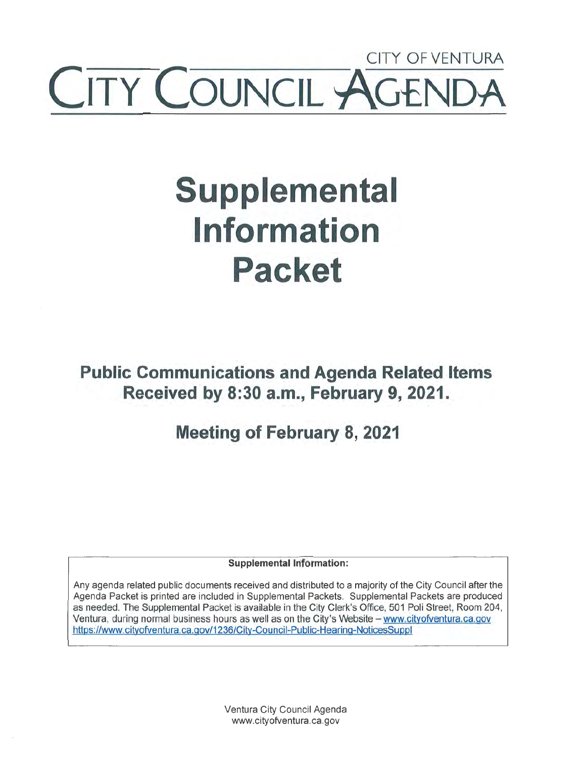CITY OF VENTURA

# CITY COUNCIL AGENDA

# Supplemental Information Packet

## Public Communications and Agenda Related Items Received by 8:30 a.m., February 9, 2021.

## Meeting of February 8, 2021

**Supplemental Information:**

Any agenda related public documents received and distributed to a majority of the City Council after the Agenda Packet is printed are included in Supplemental Packets. Supplemental Packets are produced as needed. The Supplemental Packet is available in the City Clerk's Office, 501 Poli Street, Room 204, Ventura, during normal business hours as well as on the City's Website – www.cityofventura.ca.gov https://www.cityofventura.ca.gov/1236/City-Council-Public-Hearing-NoticesSuppl

Ventura City Council Agenda
www.cityofventura.ca.gov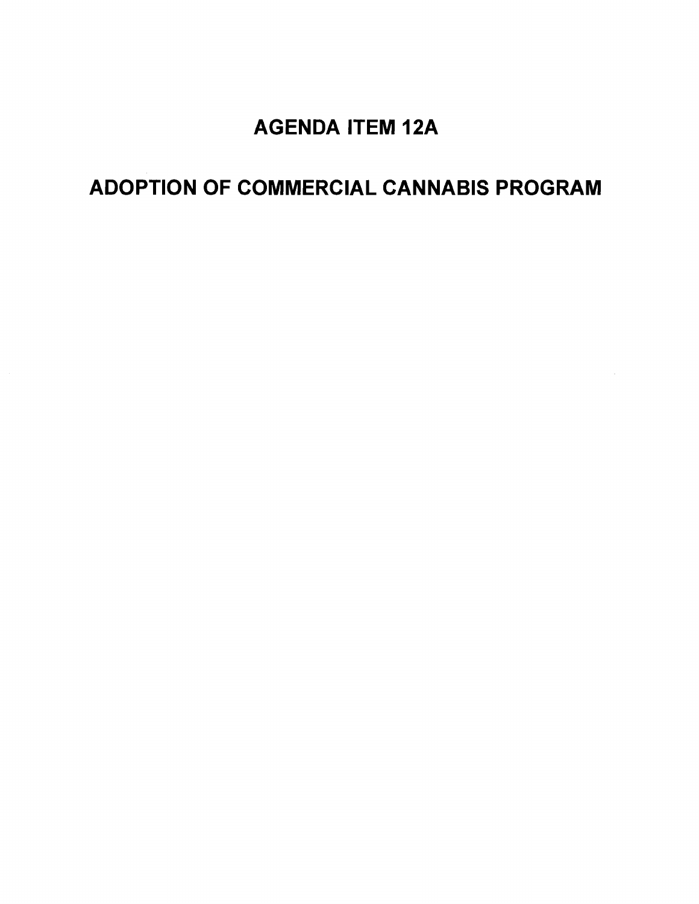# AGENDA ITEM 12A

# ADOPTION OF COMMERCIAL CANNABIS PROGRAM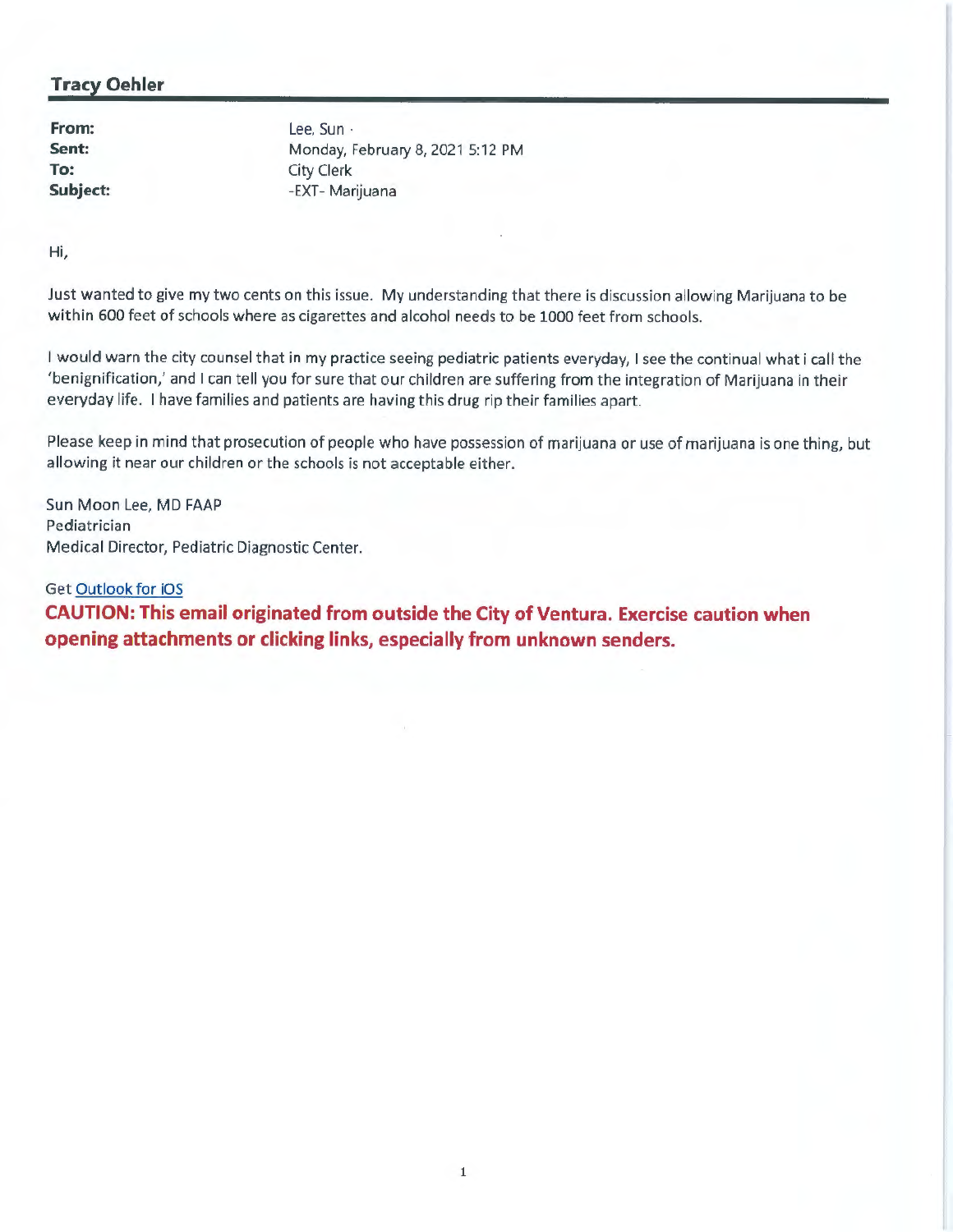**Tracy Oehler**

| | |
|---|---|
| **From:** | Lee, Sun · |
| **Sent:** | Monday, February 8, 2021 5:12 PM |
| **To:** | City Clerk |
| **Subject:** | -EXT- Marijuana |

Hi,

Just wanted to give my two cents on this issue. My understanding that there is discussion allowing Marijuana to be within 600 feet of schools where as cigarettes and alcohol needs to be 1000 feet from schools.

I would warn the city counsel that in my practice seeing pediatric patients everyday, I see the continual what i call the 'benignification,' and I can tell you for sure that our children are suffering from the integration of Marijuana in their everyday life. I have families and patients are having this drug rip their families apart.

Please keep in mind that prosecution of people who have possession of marijuana or use of marijuana is one thing, but allowing it near our children or the schools is not acceptable either.

Sun Moon Lee, MD FAAP
Pediatrician
Medical Director, Pediatric Diagnostic Center.

Get Outlook for iOS

**CAUTION: This email originated from outside the City of Ventura. Exercise caution when opening attachments or clicking links, especially from unknown senders.**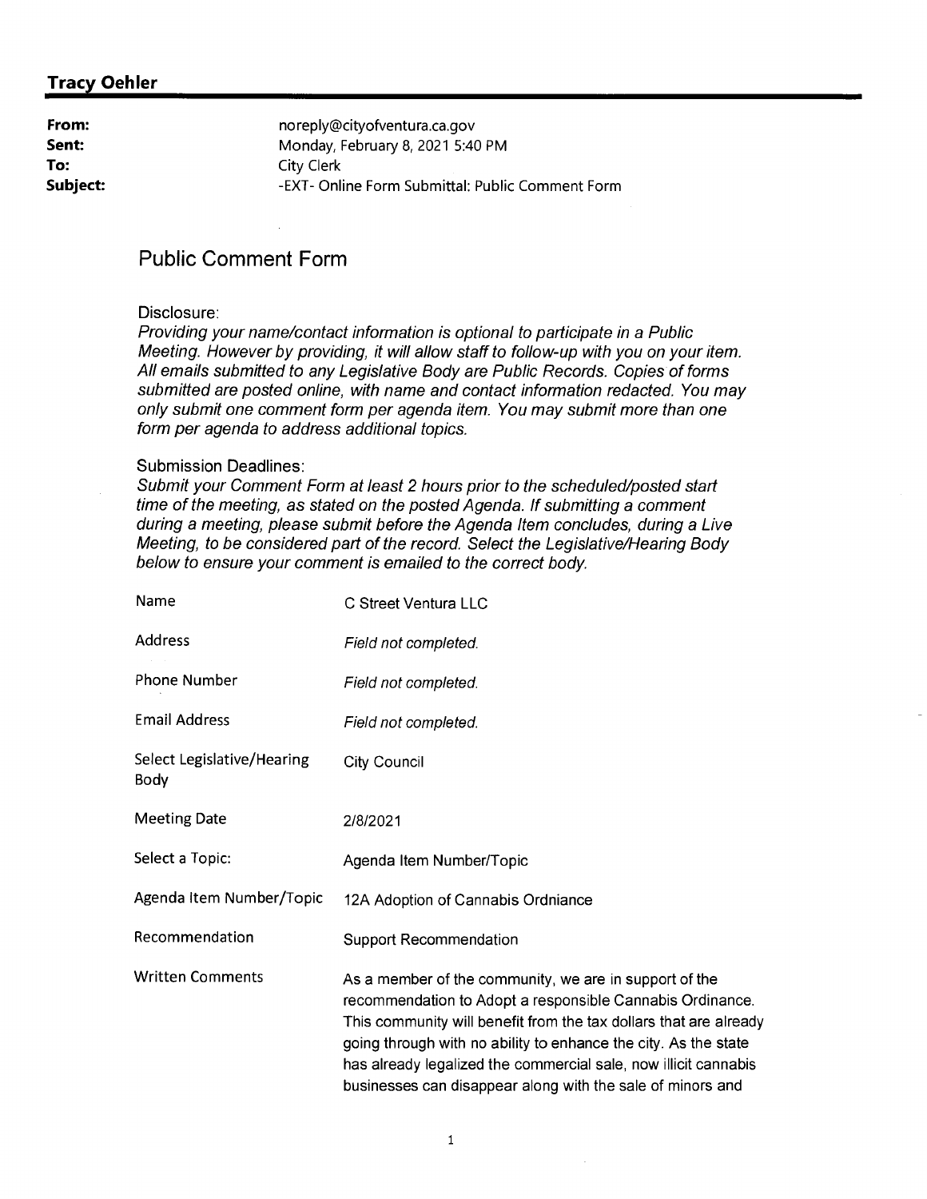**Tracy Oehler**

| | |
|---|---|
| **From:** | noreply@cityofventura.ca.gov |
| **Sent:** | Monday, February 8, 2021 5:40 PM |
| **To:** | City Clerk |
| **Subject:** | -EXT- Online Form Submittal: Public Comment Form |

## Public Comment Form

Disclosure:

*Providing your name/contact information is optional to participate in a Public Meeting. However by providing, it will allow staff to follow-up with you on your item. All emails submitted to any Legislative Body are Public Records. Copies of forms submitted are posted online, with name and contact information redacted. You may only submit one comment form per agenda item. You may submit more than one form per agenda to address additional topics.*

Submission Deadlines:

*Submit your Comment Form at least 2 hours prior to the scheduled/posted start time of the meeting, as stated on the posted Agenda. If submitting a comment during a meeting, please submit before the Agenda Item concludes, during a Live Meeting, to be considered part of the record. Select the Legislative/Hearing Body below to ensure your comment is emailed to the correct body.*

| | |
|---|---|
| Name | C Street Ventura LLC |
| Address | *Field not completed.* |
| Phone Number | *Field not completed.* |
| Email Address | *Field not completed.* |
| Select Legislative/Hearing Body | City Council |
| Meeting Date | 2/8/2021 |
| Select a Topic: | Agenda Item Number/Topic |
| Agenda Item Number/Topic | 12A Adoption of Cannabis Ordniance |
| Recommendation | Support Recommendation |
| Written Comments | As a member of the community, we are in support of the recommendation to Adopt a responsible Cannabis Ordinance. This community will benefit from the tax dollars that are already going through with no ability to enhance the city. As the state has already legalized the commercial sale, now illicit cannabis businesses can disappear along with the sale of minors and |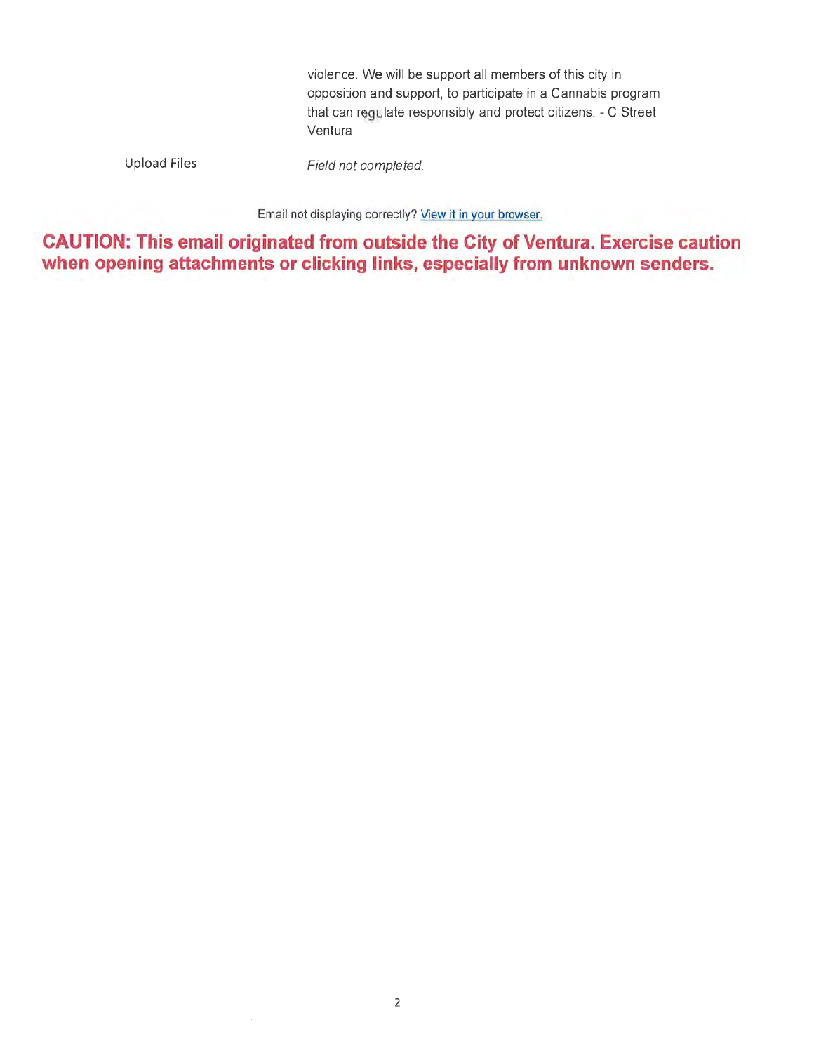| | |
|---|---|
| | violence. We will be support all members of this city in opposition and support, to participate in a Cannabis program that can regulate responsibly and protect citizens. - C Street Ventura |
| Upload Files | *Field not completed.* |

Email not displaying correctly? [View it in your browser.]

**CAUTION: This email originated from outside the City of Ventura. Exercise caution when opening attachments or clicking links, especially from unknown senders.**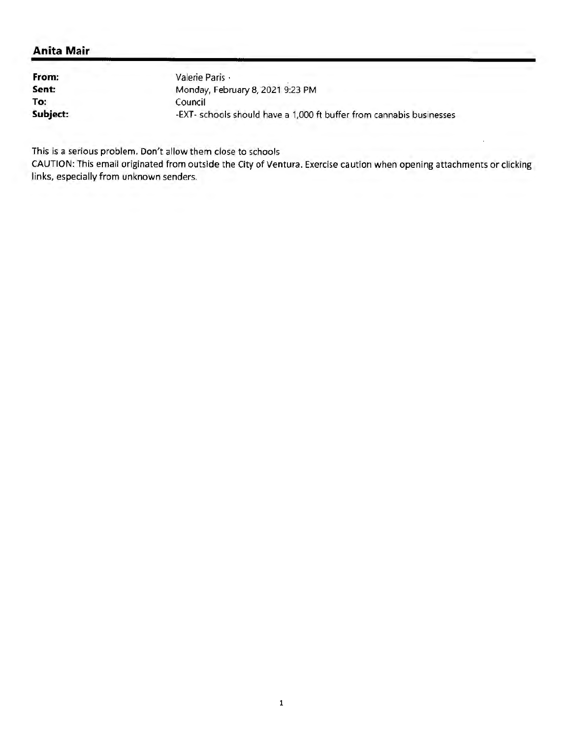## Anita Mair

| | |
|---|---|
| **From:** | Valerie Paris · |
| **Sent:** | Monday, February 8, 2021 9:23 PM |
| **To:** | Council |
| **Subject:** | -EXT- schools should have a 1,000 ft buffer from cannabis businesses |

This is a serious problem. Don't allow them close to schools

CAUTION: This email originated from outside the City of Ventura. Exercise caution when opening attachments or clicking links, especially from unknown senders.